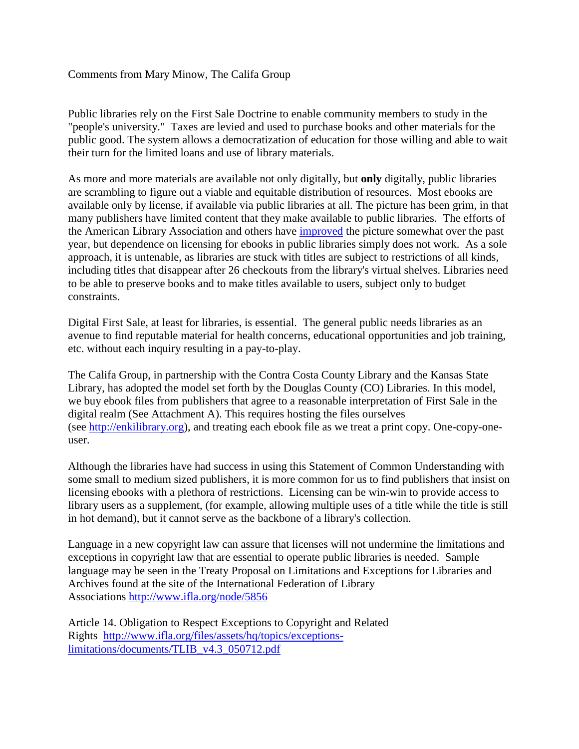Comments from Mary Minow, The Califa Group

Public libraries rely on the First Sale Doctrine to enable community members to study in the "people's university." Taxes are levied and used to purchase books and other materials for the public good. The system allows a democratization of education for those willing and able to wait their turn for the limited loans and use of library materials.

As more and more materials are available not only digitally, but **only** digitally, public libraries are scrambling to figure out a viable and equitable distribution of resources. Most ebooks are available only by license, if available via public libraries at all. The picture has been grim, in that many publishers have limited content that they make available to public libraries. The efforts of the American Library Association and others have improved the picture somewhat over the past year, but dependence on licensing for ebooks in public libraries simply does not work. As a sole approach, it is untenable, as libraries are stuck with titles are subject to restrictions of all kinds, including titles that disappear after 26 checkouts from the library's virtual shelves. Libraries need to be able to preserve books and to make titles available to users, subject only to budget constraints.

Digital First Sale, at least for libraries, is essential. The general public needs libraries as an avenue to find reputable material for health concerns, educational opportunities and job training, etc. without each inquiry resulting in a pay-to-play.

The Califa Group, in partnership with the Contra Costa County Library and the Kansas State Library, has adopted the model set forth by the Douglas County (CO) Libraries. In this model, we buy ebook files from publishers that agree to a reasonable interpretation of First Sale in the digital realm (See Attachment A). This requires hosting the files ourselves (see http://enkilibrary.org), and treating each ebook file as we treat a print copy. One-copy-one-user.

Although the libraries have had success in using this Statement of Common Understanding with some small to medium sized publishers, it is more common for us to find publishers that insist on licensing ebooks with a plethora of restrictions. Licensing can be win-win to provide access to library users as a supplement, (for example, allowing multiple uses of a title while the title is still in hot demand), but it cannot serve as the backbone of a library's collection.

Language in a new copyright law can assure that licenses will not undermine the limitations and exceptions in copyright law that are essential to operate public libraries is needed. Sample language may be seen in the Treaty Proposal on Limitations and Exceptions for Libraries and Archives found at the site of the International Federation of Library Associations http://www.ifla.org/node/5856

Article 14. Obligation to Respect Exceptions to Copyright and Related Rights http://www.ifla.org/files/assets/hq/topics/exceptions-limitations/documents/TLIB_v4.3_050712.pdf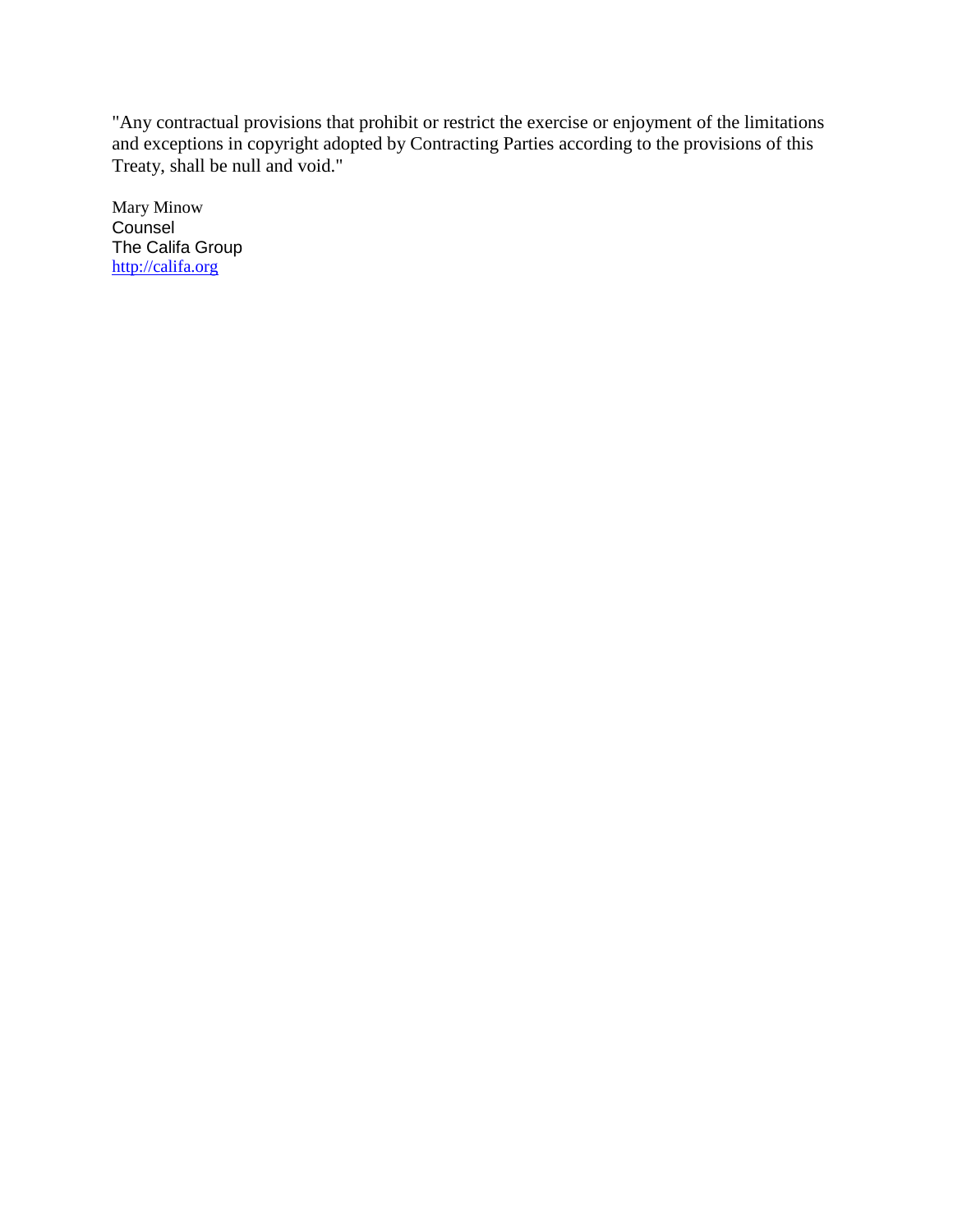"Any contractual provisions that prohibit or restrict the exercise or enjoyment of the limitations and exceptions in copyright adopted by Contracting Parties according to the provisions of this Treaty, shall be null and void."

Mary Minow
Counsel
The Califa Group
[http://califa.org](http://califa.org)